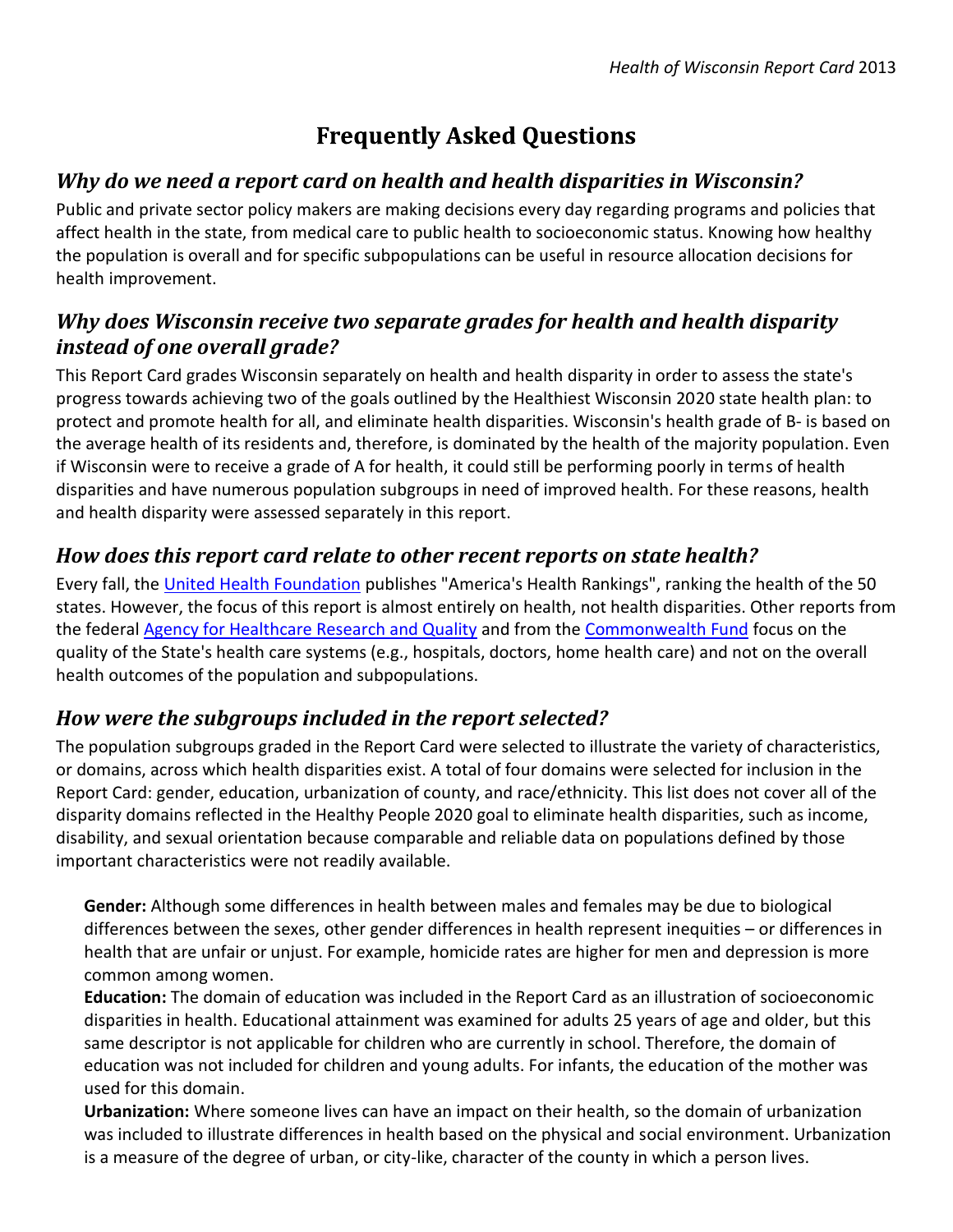# Frequently Asked Questions

## *Why do we need a report card on health and health disparities in Wisconsin?*

Public and private sector policy makers are making decisions every day regarding programs and policies that affect health in the state, from medical care to public health to socioeconomic status. Knowing how healthy the population is overall and for specific subpopulations can be useful in resource allocation decisions for health improvement.

## *Why does Wisconsin receive two separate grades for health and health disparity instead of one overall grade?*

This Report Card grades Wisconsin separately on health and health disparity in order to assess the state's progress towards achieving two of the goals outlined by the Healthiest Wisconsin 2020 state health plan: to protect and promote health for all, and eliminate health disparities. Wisconsin's health grade of B- is based on the average health of its residents and, therefore, is dominated by the health of the majority population. Even if Wisconsin were to receive a grade of A for health, it could still be performing poorly in terms of health disparities and have numerous population subgroups in need of improved health. For these reasons, health and health disparity were assessed separately in this report.

## *How does this report card relate to other recent reports on state health?*

Every fall, the United Health Foundation publishes "America's Health Rankings", ranking the health of the 50 states. However, the focus of this report is almost entirely on health, not health disparities. Other reports from the federal Agency for Healthcare Research and Quality and from the Commonwealth Fund focus on the quality of the State's health care systems (e.g., hospitals, doctors, home health care) and not on the overall health outcomes of the population and subpopulations.

## *How were the subgroups included in the report selected?*

The population subgroups graded in the Report Card were selected to illustrate the variety of characteristics, or domains, across which health disparities exist. A total of four domains were selected for inclusion in the Report Card: gender, education, urbanization of county, and race/ethnicity. This list does not cover all of the disparity domains reflected in the Healthy People 2020 goal to eliminate health disparities, such as income, disability, and sexual orientation because comparable and reliable data on populations defined by those important characteristics were not readily available.

**Gender:** Although some differences in health between males and females may be due to biological differences between the sexes, other gender differences in health represent inequities – or differences in health that are unfair or unjust. For example, homicide rates are higher for men and depression is more common among women.

**Education:** The domain of education was included in the Report Card as an illustration of socioeconomic disparities in health. Educational attainment was examined for adults 25 years of age and older, but this same descriptor is not applicable for children who are currently in school. Therefore, the domain of education was not included for children and young adults. For infants, the education of the mother was used for this domain.

**Urbanization:** Where someone lives can have an impact on their health, so the domain of urbanization was included to illustrate differences in health based on the physical and social environment. Urbanization is a measure of the degree of urban, or city-like, character of the county in which a person lives.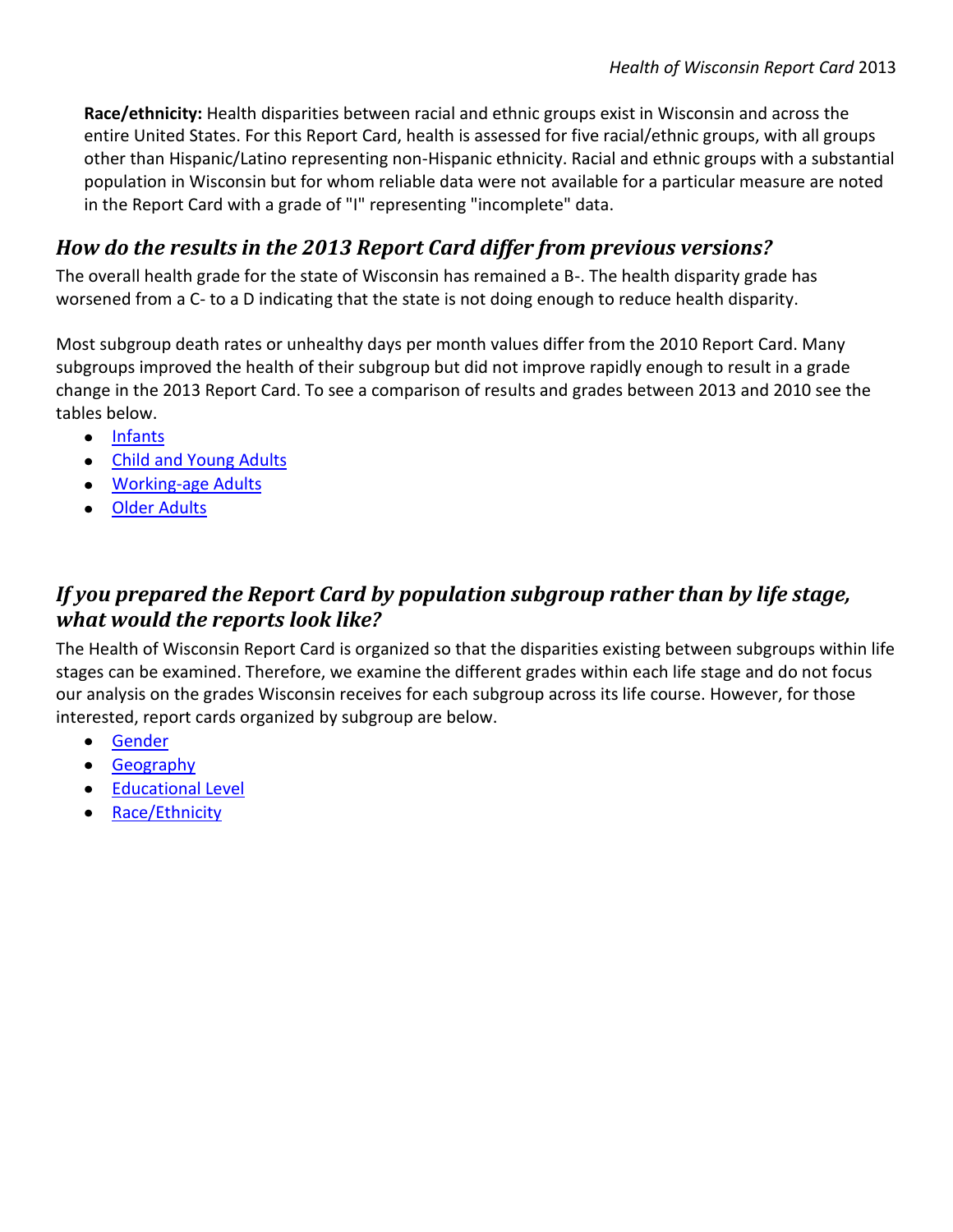**Race/ethnicity:** Health disparities between racial and ethnic groups exist in Wisconsin and across the entire United States. For this Report Card, health is assessed for five racial/ethnic groups, with all groups other than Hispanic/Latino representing non-Hispanic ethnicity. Racial and ethnic groups with a substantial population in Wisconsin but for whom reliable data were not available for a particular measure are noted in the Report Card with a grade of "I" representing "incomplete" data.

## *How do the results in the 2013 Report Card differ from previous versions?*

The overall health grade for the state of Wisconsin has remained a B-. The health disparity grade has worsened from a C- to a D indicating that the state is not doing enough to reduce health disparity.

Most subgroup death rates or unhealthy days per month values differ from the 2010 Report Card. Many subgroups improved the health of their subgroup but did not improve rapidly enough to result in a grade change in the 2013 Report Card. To see a comparison of results and grades between 2013 and 2010 see the tables below.

- Infants
- Child and Young Adults
- Working-age Adults
- Older Adults

## *If you prepared the Report Card by population subgroup rather than by life stage, what would the reports look like?*

The Health of Wisconsin Report Card is organized so that the disparities existing between subgroups within life stages can be examined. Therefore, we examine the different grades within each life stage and do not focus our analysis on the grades Wisconsin receives for each subgroup across its life course. However, for those interested, report cards organized by subgroup are below.

- Gender
- Geography
- Educational Level
- Race/Ethnicity